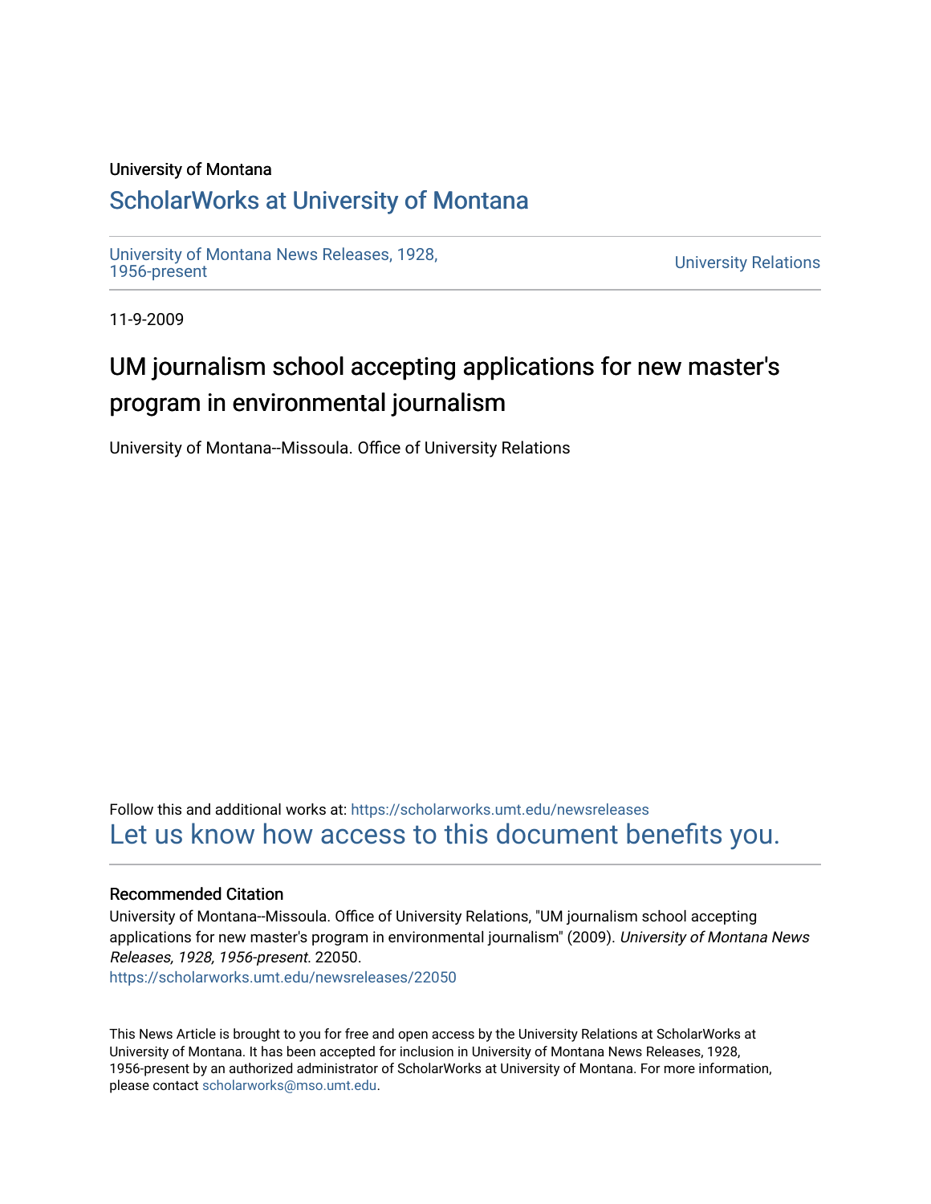University of Montana

# ScholarWorks at University of Montana

University of Montana News Releases, 1928, 1956-present

University Relations

11-9-2009

## UM journalism school accepting applications for new master's program in environmental journalism

University of Montana--Missoula. Office of University Relations

Follow this and additional works at: https://scholarworks.umt.edu/newsreleases

Let us know how access to this document benefits you.

### Recommended Citation

University of Montana--Missoula. Office of University Relations, "UM journalism school accepting applications for new master's program in environmental journalism" (2009). *University of Montana News Releases, 1928, 1956-present*. 22050.

https://scholarworks.umt.edu/newsreleases/22050

This News Article is brought to you for free and open access by the University Relations at ScholarWorks at University of Montana. It has been accepted for inclusion in University of Montana News Releases, 1928, 1956-present by an authorized administrator of ScholarWorks at University of Montana. For more information, please contact scholarworks@mso.umt.edu.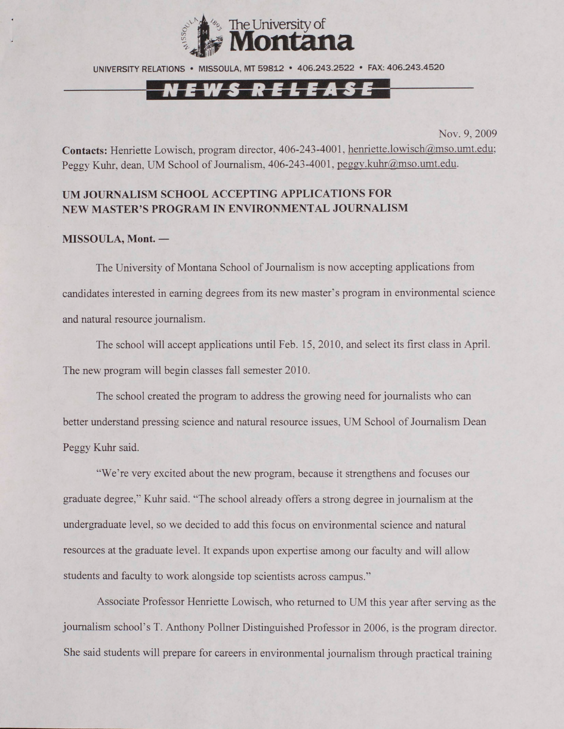The University of Montana

UNIVERSITY RELATIONS • MISSOULA, MT 59812 • 406.243.2522 • FAX: 406.243.4520

**NEWS RELEASE**

Nov. 9, 2009

**Contacts:** Henriette Lowisch, program director, 406-243-4001, henriette.lowisch@mso.umt.edu; Peggy Kuhr, dean, UM School of Journalism, 406-243-4001, peggy.kuhr@mso.umt.edu.

**UM JOURNALISM SCHOOL ACCEPTING APPLICATIONS FOR NEW MASTER'S PROGRAM IN ENVIRONMENTAL JOURNALISM**

**MISSOULA, Mont. —**

The University of Montana School of Journalism is now accepting applications from candidates interested in earning degrees from its new master's program in environmental science and natural resource journalism.

The school will accept applications until Feb. 15, 2010, and select its first class in April. The new program will begin classes fall semester 2010.

The school created the program to address the growing need for journalists who can better understand pressing science and natural resource issues, UM School of Journalism Dean Peggy Kuhr said.

"We're very excited about the new program, because it strengthens and focuses our graduate degree," Kuhr said. "The school already offers a strong degree in journalism at the undergraduate level, so we decided to add this focus on environmental science and natural resources at the graduate level. It expands upon expertise among our faculty and will allow students and faculty to work alongside top scientists across campus."

Associate Professor Henriette Lowisch, who returned to UM this year after serving as the journalism school's T. Anthony Pollner Distinguished Professor in 2006, is the program director. She said students will prepare for careers in environmental journalism through practical training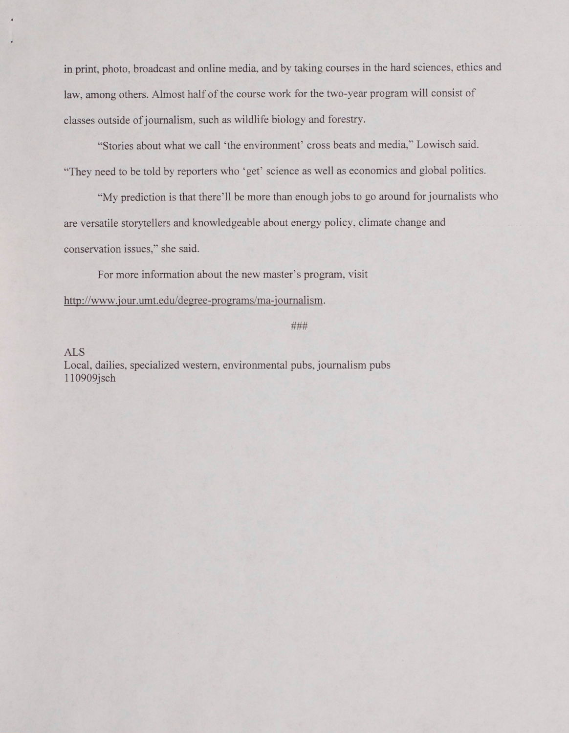in print, photo, broadcast and online media, and by taking courses in the hard sciences, ethics and law, among others. Almost half of the course work for the two-year program will consist of classes outside of journalism, such as wildlife biology and forestry.

"Stories about what we call 'the environment' cross beats and media," Lowisch said. "They need to be told by reporters who 'get' science as well as economics and global politics.

"My prediction is that there'll be more than enough jobs to go around for journalists who are versatile storytellers and knowledgeable about energy policy, climate change and conservation issues," she said.

For more information about the new master's program, visit http://www.jour.umt.edu/degree-programs/ma-journalism.

###

ALS
Local, dailies, specialized western, environmental pubs, journalism pubs
110909jsch